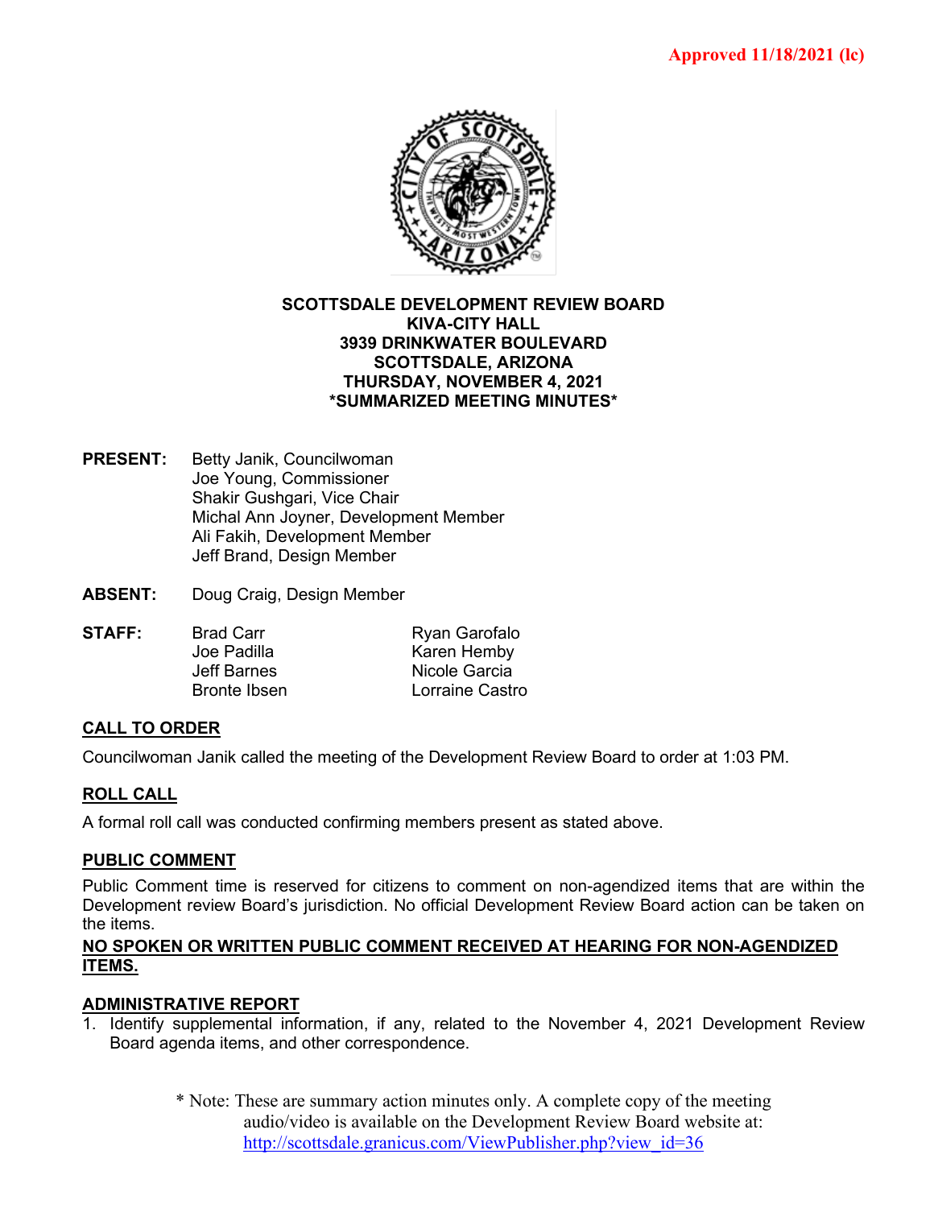Approved 11/18/2021 (lc)

**SCOTTSDALE DEVELOPMENT REVIEW BOARD**
**KIVA-CITY HALL**
**3939 DRINKWATER BOULEVARD**
**SCOTTSDALE, ARIZONA**
**THURSDAY, NOVEMBER 4, 2021**
***SUMMARIZED MEETING MINUTES***

**PRESENT:** Betty Janik, Councilwoman
Joe Young, Commissioner
Shakir Gushgari, Vice Chair
Michal Ann Joyner, Development Member
Ali Fakih, Development Member
Jeff Brand, Design Member

**ABSENT:** Doug Craig, Design Member

**STAFF:**

| | |
|---|---|
| Brad Carr | Ryan Garofalo |
| Joe Padilla | Karen Hemby |
| Jeff Barnes | Nicole Garcia |
| Bronte Ibsen | Lorraine Castro |

## CALL TO ORDER

Councilwoman Janik called the meeting of the Development Review Board to order at 1:03 PM.

## ROLL CALL

A formal roll call was conducted confirming members present as stated above.

## PUBLIC COMMENT

Public Comment time is reserved for citizens to comment on non-agendized items that are within the Development review Board's jurisdiction. No official Development Review Board action can be taken on the items.

**NO SPOKEN OR WRITTEN PUBLIC COMMENT RECEIVED AT HEARING FOR NON-AGENDIZED ITEMS.**

## ADMINISTRATIVE REPORT

1. Identify supplemental information, if any, related to the November 4, 2021 Development Review Board agenda items, and other correspondence.

\* Note: These are summary action minutes only. A complete copy of the meeting audio/video is available on the Development Review Board website at: http://scottsdale.granicus.com/ViewPublisher.php?view_id=36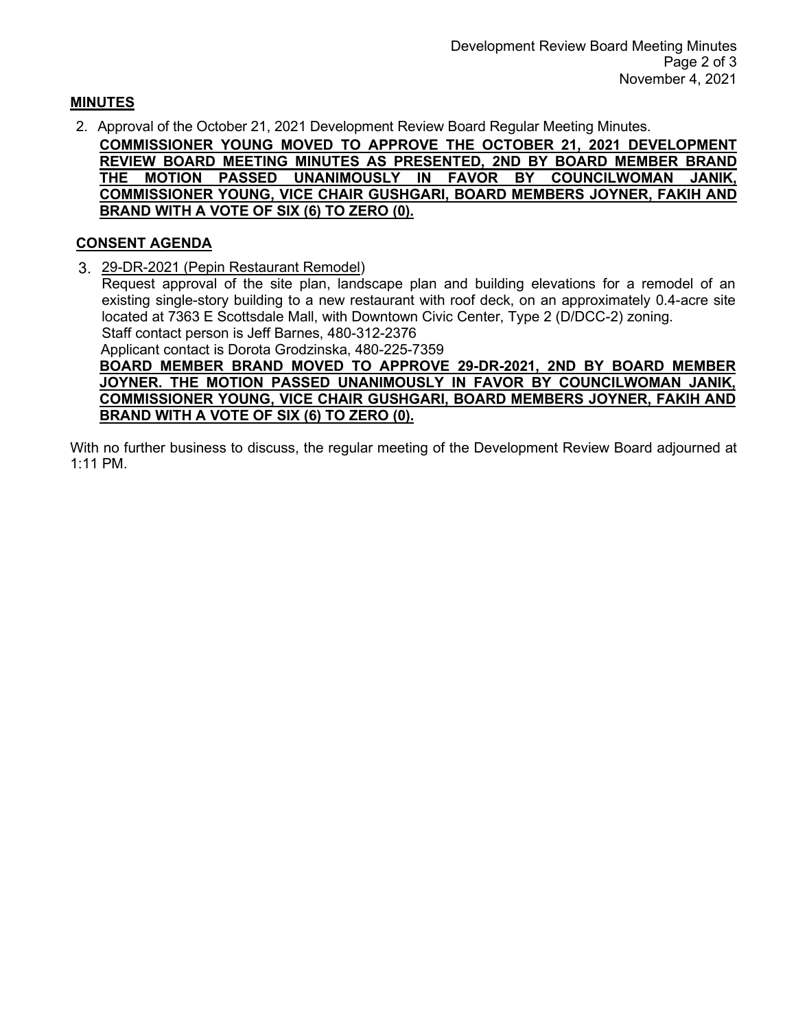## MINUTES

2. Approval of the October 21, 2021 Development Review Board Regular Meeting Minutes.

   **COMMISSIONER YOUNG MOVED TO APPROVE THE OCTOBER 21, 2021 DEVELOPMENT REVIEW BOARD MEETING MINUTES AS PRESENTED, 2ND BY BOARD MEMBER BRAND THE MOTION PASSED UNANIMOUSLY IN FAVOR BY COUNCILWOMAN JANIK, COMMISSIONER YOUNG, VICE CHAIR GUSHGARI, BOARD MEMBERS JOYNER, FAKIH AND BRAND WITH A VOTE OF SIX (6) TO ZERO (0).**

## CONSENT AGENDA

3. 29-DR-2021 (Pepin Restaurant Remodel)

   Request approval of the site plan, landscape plan and building elevations for a remodel of an existing single-story building to a new restaurant with roof deck, on an approximately 0.4-acre site located at 7363 E Scottsdale Mall, with Downtown Civic Center, Type 2 (D/DCC-2) zoning.
   Staff contact person is Jeff Barnes, 480-312-2376
   Applicant contact is Dorota Grodzinska, 480-225-7359

   **BOARD MEMBER BRAND MOVED TO APPROVE 29-DR-2021, 2ND BY BOARD MEMBER JOYNER. THE MOTION PASSED UNANIMOUSLY IN FAVOR BY COUNCILWOMAN JANIK, COMMISSIONER YOUNG, VICE CHAIR GUSHGARI, BOARD MEMBERS JOYNER, FAKIH AND BRAND WITH A VOTE OF SIX (6) TO ZERO (0).**

With no further business to discuss, the regular meeting of the Development Review Board adjourned at 1:11 PM.